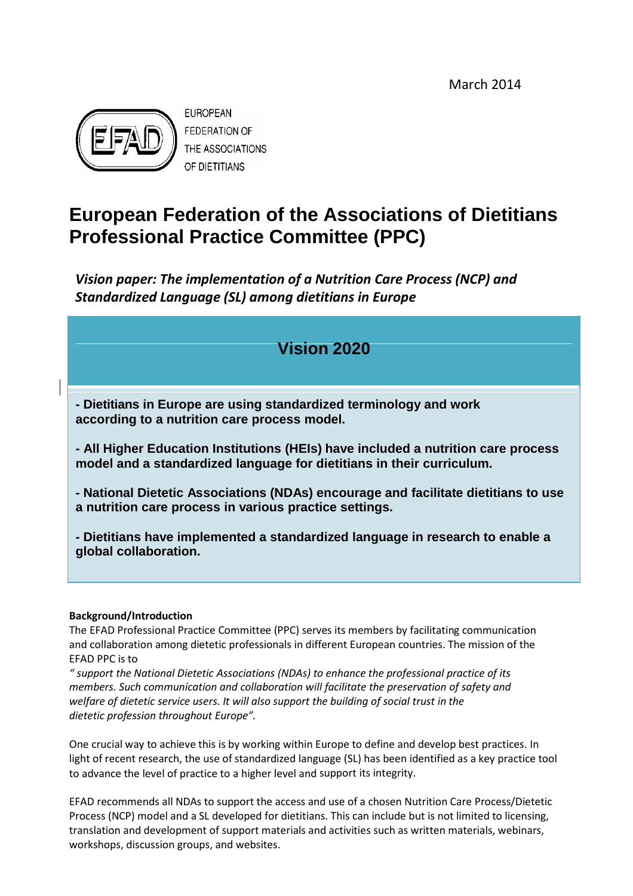March 2014

EUROPEAN FEDERATION OF THE ASSOCIATIONS OF DIETITIANS

# European Federation of the Associations of Dietitians Professional Practice Committee (PPC)

***Vision paper: The implementation of a Nutrition Care Process (NCP) and Standardized Language (SL) among dietitians in Europe***

## Vision 2020

**- Dietitians in Europe are using standardized terminology and work according to a nutrition care process model.**

**- All Higher Education Institutions (HEIs) have included a nutrition care process model and a standardized language for dietitians in their curriculum.**

**- National Dietetic Associations (NDAs) encourage and facilitate dietitians to use a nutrition care process in various practice settings.**

**- Dietitians have implemented a standardized language in research to enable a global collaboration.**

**Background/Introduction**

The EFAD Professional Practice Committee (PPC) serves its members by facilitating communication and collaboration among dietetic professionals in different European countries. The mission of the EFAD PPC is to

*" support the National Dietetic Associations (NDAs) to enhance the professional practice of its members. Such communication and collaboration will facilitate the preservation of safety and welfare of dietetic service users. It will also support the building of social trust in the dietetic profession throughout Europe".*

One crucial way to achieve this is by working within Europe to define and develop best practices. In light of recent research, the use of standardized language (SL) has been identified as a key practice tool to advance the level of practice to a higher level and support its integrity.

EFAD recommends all NDAs to support the access and use of a chosen Nutrition Care Process/Dietetic Process (NCP) model and a SL developed for dietitians. This can include but is not limited to licensing, translation and development of support materials and activities such as written materials, webinars, workshops, discussion groups, and websites.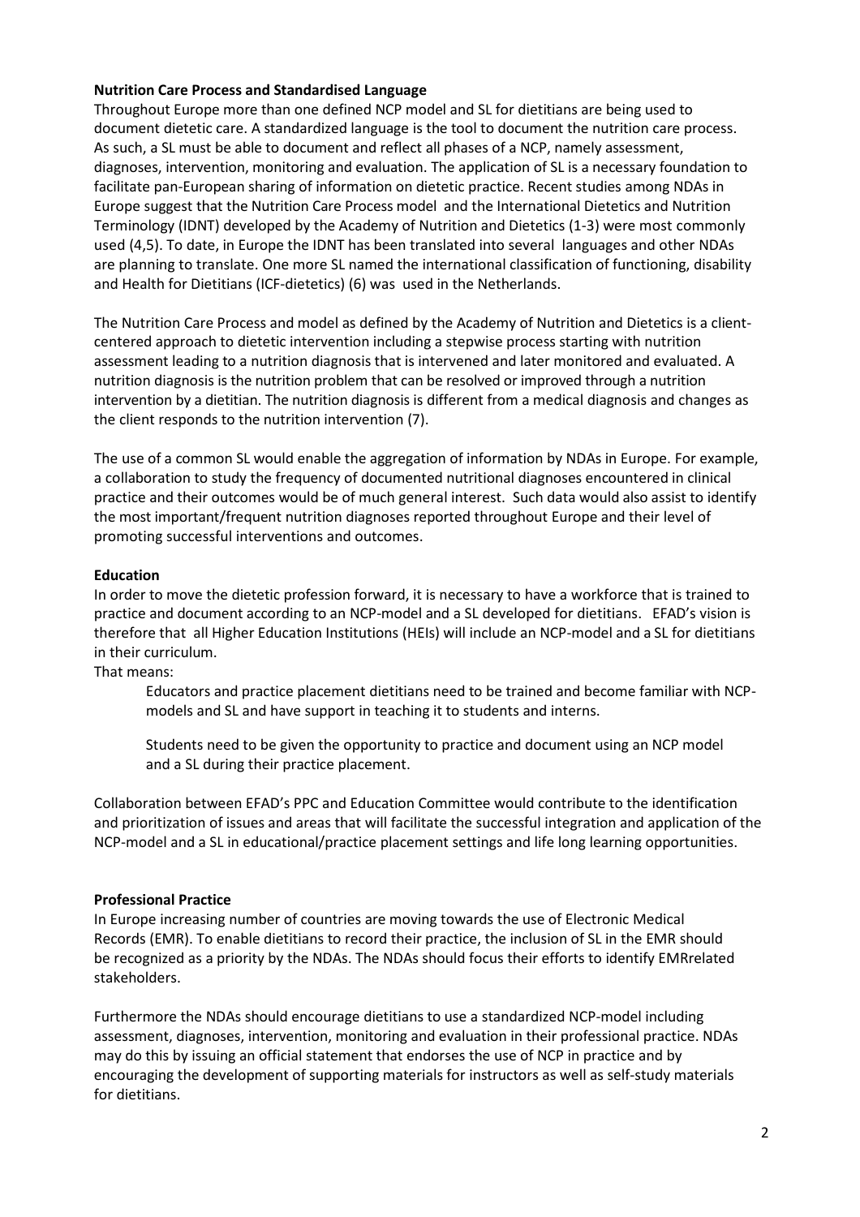**Nutrition Care Process and Standardised Language**

Throughout Europe more than one defined NCP model and SL for dietitians are being used to document dietetic care. A standardized language is the tool to document the nutrition care process. As such, a SL must be able to document and reflect all phases of a NCP, namely assessment, diagnoses, intervention, monitoring and evaluation. The application of SL is a necessary foundation to facilitate pan-European sharing of information on dietetic practice. Recent studies among NDAs in Europe suggest that the Nutrition Care Process model and the International Dietetics and Nutrition Terminology (IDNT) developed by the Academy of Nutrition and Dietetics (1-3) were most commonly used (4,5). To date, in Europe the IDNT has been translated into several languages and other NDAs are planning to translate. One more SL named the international classification of functioning, disability and Health for Dietitians (ICF-dietetics) (6) was used in the Netherlands.

The Nutrition Care Process and model as defined by the Academy of Nutrition and Dietetics is a client-centered approach to dietetic intervention including a stepwise process starting with nutrition assessment leading to a nutrition diagnosis that is intervened and later monitored and evaluated. A nutrition diagnosis is the nutrition problem that can be resolved or improved through a nutrition intervention by a dietitian. The nutrition diagnosis is different from a medical diagnosis and changes as the client responds to the nutrition intervention (7).

The use of a common SL would enable the aggregation of information by NDAs in Europe. For example, a collaboration to study the frequency of documented nutritional diagnoses encountered in clinical practice and their outcomes would be of much general interest. Such data would also assist to identify the most important/frequent nutrition diagnoses reported throughout Europe and their level of promoting successful interventions and outcomes.

**Education**

In order to move the dietetic profession forward, it is necessary to have a workforce that is trained to practice and document according to an NCP-model and a SL developed for dietitians. EFAD's vision is therefore that all Higher Education Institutions (HEIs) will include an NCP-model and a SL for dietitians in their curriculum.

That means:

> Educators and practice placement dietitians need to be trained and become familiar with NCP-models and SL and have support in teaching it to students and interns.
>
> Students need to be given the opportunity to practice and document using an NCP model and a SL during their practice placement.

Collaboration between EFAD's PPC and Education Committee would contribute to the identification and prioritization of issues and areas that will facilitate the successful integration and application of the NCP-model and a SL in educational/practice placement settings and life long learning opportunities.

**Professional Practice**

In Europe increasing number of countries are moving towards the use of Electronic Medical Records (EMR). To enable dietitians to record their practice, the inclusion of SL in the EMR should be recognized as a priority by the NDAs. The NDAs should focus their efforts to identify EMRrelated stakeholders.

Furthermore the NDAs should encourage dietitians to use a standardized NCP-model including assessment, diagnoses, intervention, monitoring and evaluation in their professional practice. NDAs may do this by issuing an official statement that endorses the use of NCP in practice and by encouraging the development of supporting materials for instructors as well as self-study materials for dietitians.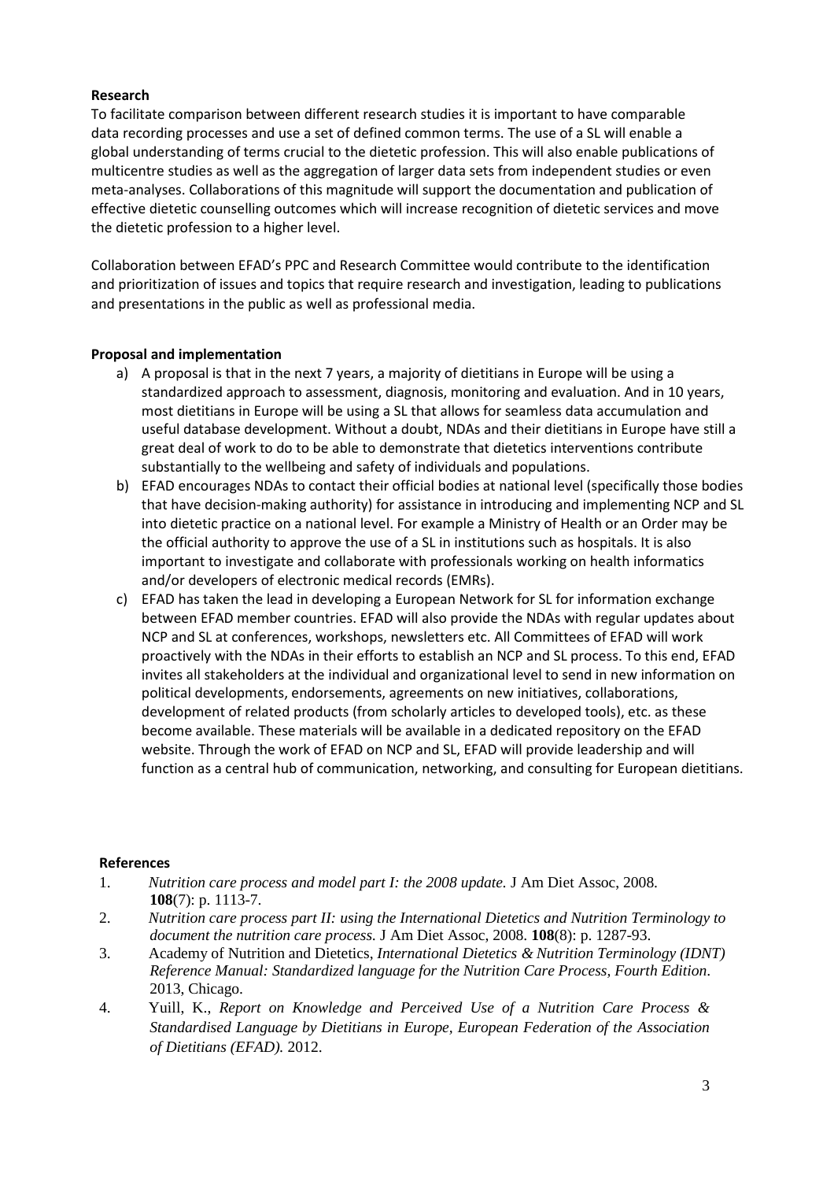**Research**

To facilitate comparison between different research studies it is important to have comparable data recording processes and use a set of defined common terms. The use of a SL will enable a global understanding of terms crucial to the dietetic profession. This will also enable publications of multicentre studies as well as the aggregation of larger data sets from independent studies or even meta-analyses. Collaborations of this magnitude will support the documentation and publication of effective dietetic counselling outcomes which will increase recognition of dietetic services and move the dietetic profession to a higher level.

Collaboration between EFAD's PPC and Research Committee would contribute to the identification and prioritization of issues and topics that require research and investigation, leading to publications and presentations in the public as well as professional media.

**Proposal and implementation**

a) A proposal is that in the next 7 years, a majority of dietitians in Europe will be using a standardized approach to assessment, diagnosis, monitoring and evaluation. And in 10 years, most dietitians in Europe will be using a SL that allows for seamless data accumulation and useful database development. Without a doubt, NDAs and their dietitians in Europe have still a great deal of work to do to be able to demonstrate that dietetics interventions contribute substantially to the wellbeing and safety of individuals and populations.
b) EFAD encourages NDAs to contact their official bodies at national level (specifically those bodies that have decision-making authority) for assistance in introducing and implementing NCP and SL into dietetic practice on a national level. For example a Ministry of Health or an Order may be the official authority to approve the use of a SL in institutions such as hospitals. It is also important to investigate and collaborate with professionals working on health informatics and/or developers of electronic medical records (EMRs).
c) EFAD has taken the lead in developing a European Network for SL for information exchange between EFAD member countries. EFAD will also provide the NDAs with regular updates about NCP and SL at conferences, workshops, newsletters etc. All Committees of EFAD will work proactively with the NDAs in their efforts to establish an NCP and SL process. To this end, EFAD invites all stakeholders at the individual and organizational level to send in new information on political developments, endorsements, agreements on new initiatives, collaborations, development of related products (from scholarly articles to developed tools), etc. as these become available. These materials will be available in a dedicated repository on the EFAD website. Through the work of EFAD on NCP and SL, EFAD will provide leadership and will function as a central hub of communication, networking, and consulting for European dietitians.

**References**

1. *Nutrition care process and model part I: the 2008 update.* J Am Diet Assoc, 2008. **108**(7): p. 1113-7.
2. *Nutrition care process part II: using the International Dietetics and Nutrition Terminology to document the nutrition care process.* J Am Diet Assoc, 2008. **108**(8): p. 1287-93.
3. Academy of Nutrition and Dietetics, *International Dietetics & Nutrition Terminology (IDNT) Reference Manual: Standardized language for the Nutrition Care Process, Fourth Edition.* 2013, Chicago.
4. Yuill, K., *Report on Knowledge and Perceived Use of a Nutrition Care Process & Standardised Language by Dietitians in Europe, European Federation of the Association of Dietitians (EFAD).* 2012.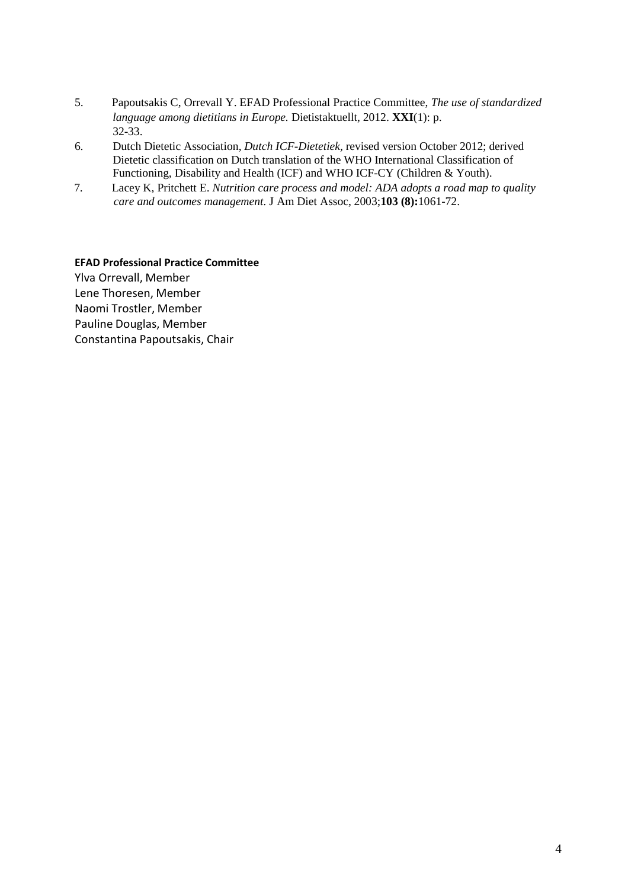5. Papoutsakis C, Orrevall Y. EFAD Professional Practice Committee, *The use of standardized language among dietitians in Europe.* Dietistaktuellt, 2012. **XXI**(1): p. 32-33.
6. Dutch Dietetic Association, *Dutch ICF-Dietetiek*, revised version October 2012; derived Dietetic classification on Dutch translation of the WHO International Classification of Functioning, Disability and Health (ICF) and WHO ICF-CY (Children & Youth).
7. Lacey K, Pritchett E. *Nutrition care process and model: ADA adopts a road map to quality care and outcomes management*. J Am Diet Assoc, 2003;**103 (8):**1061-72.

**EFAD Professional Practice Committee**

Ylva Orrevall, Member
Lene Thoresen, Member
Naomi Trostler, Member
Pauline Douglas, Member
Constantina Papoutsakis, Chair